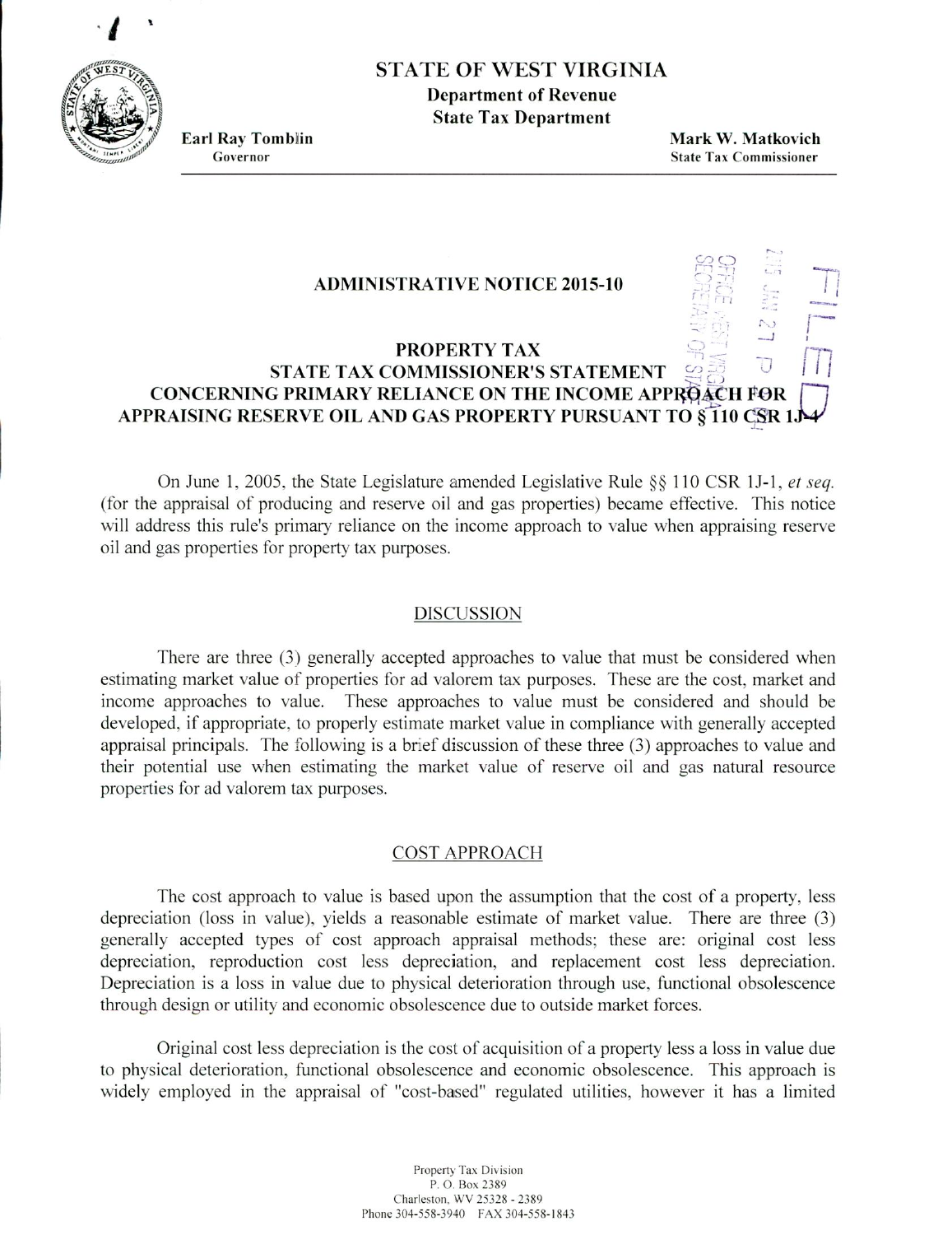# STATE OF WEST VIRGINIA

**Department of Revenue**
**State Tax Department**

**Earl Ray Tomblin**
Governor

**Mark W. Matkovich**
State Tax Commissioner

## ADMINISTRATIVE NOTICE 2015-10

## PROPERTY TAX
## STATE TAX COMMISSIONER'S STATEMENT CONCERNING PRIMARY RELIANCE ON THE INCOME APPROACH FOR APPRAISING RESERVE OIL AND GAS PROPERTY PURSUANT TO § 110 CSR 1J-4

On June 1, 2005, the State Legislature amended Legislative Rule §§ 110 CSR 1J-1, *et seq.* (for the appraisal of producing and reserve oil and gas properties) became effective. This notice will address this rule's primary reliance on the income approach to value when appraising reserve oil and gas properties for property tax purposes.

### DISCUSSION

There are three (3) generally accepted approaches to value that must be considered when estimating market value of properties for ad valorem tax purposes. These are the cost, market and income approaches to value. These approaches to value must be considered and should be developed, if appropriate, to properly estimate market value in compliance with generally accepted appraisal principals. The following is a brief discussion of these three (3) approaches to value and their potential use when estimating the market value of reserve oil and gas natural resource properties for ad valorem tax purposes.

### COST APPROACH

The cost approach to value is based upon the assumption that the cost of a property, less depreciation (loss in value), yields a reasonable estimate of market value. There are three (3) generally accepted types of cost approach appraisal methods; these are: original cost less depreciation, reproduction cost less depreciation, and replacement cost less depreciation. Depreciation is a loss in value due to physical deterioration through use, functional obsolescence through design or utility and economic obsolescence due to outside market forces.

Original cost less depreciation is the cost of acquisition of a property less a loss in value due to physical deterioration, functional obsolescence and economic obsolescence. This approach is widely employed in the appraisal of "cost-based" regulated utilities, however it has a limited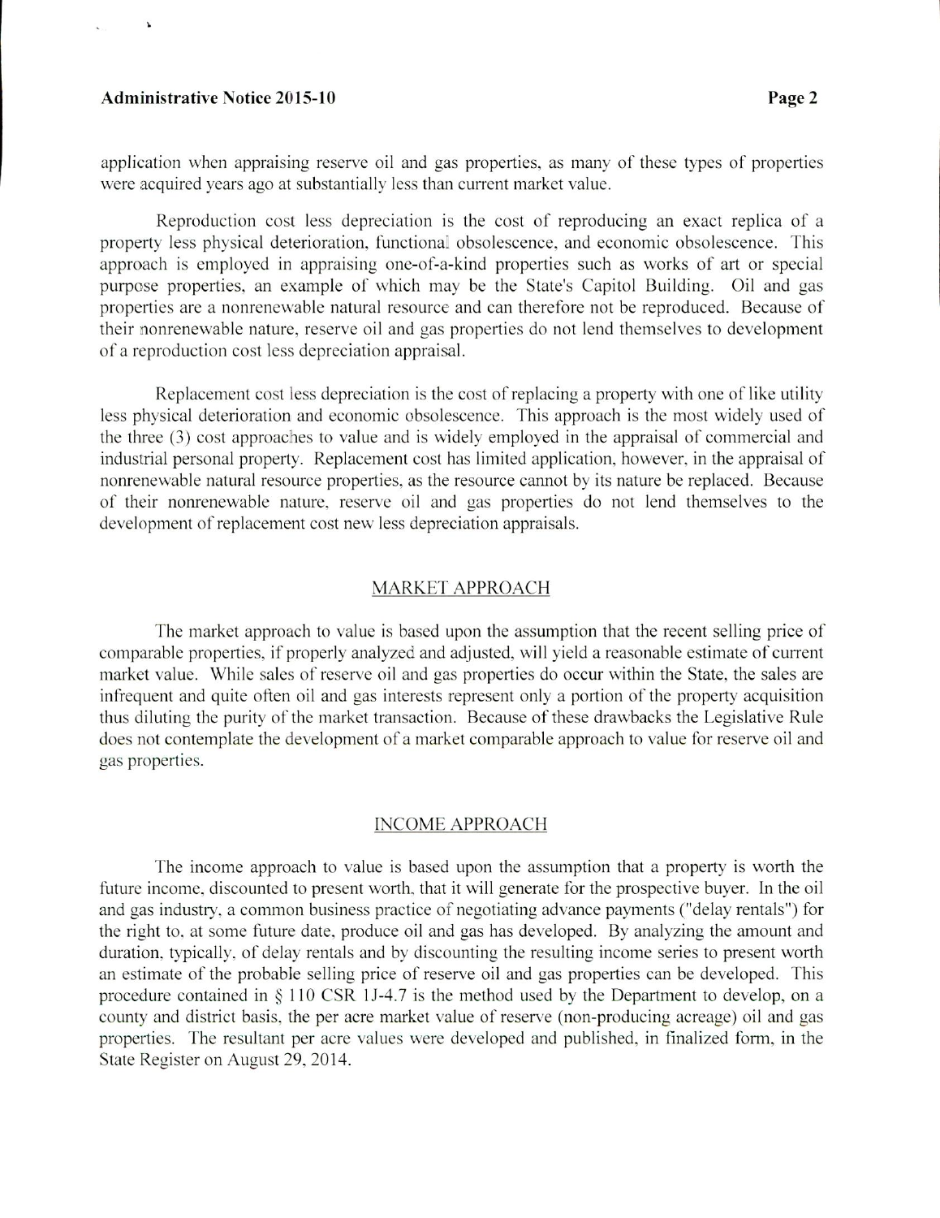application when appraising reserve oil and gas properties, as many of these types of properties were acquired years ago at substantially less than current market value.

Reproduction cost less depreciation is the cost of reproducing an exact replica of a property less physical deterioration, functional obsolescence, and economic obsolescence. This approach is employed in appraising one-of-a-kind properties such as works of art or special purpose properties, an example of which may be the State's Capitol Building. Oil and gas properties are a nonrenewable natural resource and can therefore not be reproduced. Because of their nonrenewable nature, reserve oil and gas properties do not lend themselves to development of a reproduction cost less depreciation appraisal.

Replacement cost less depreciation is the cost of replacing a property with one of like utility less physical deterioration and economic obsolescence. This approach is the most widely used of the three (3) cost approaches to value and is widely employed in the appraisal of commercial and industrial personal property. Replacement cost has limited application, however, in the appraisal of nonrenewable natural resource properties, as the resource cannot by its nature be replaced. Because of their nonrenewable nature, reserve oil and gas properties do not lend themselves to the development of replacement cost new less depreciation appraisals.

## MARKET APPROACH

The market approach to value is based upon the assumption that the recent selling price of comparable properties, if properly analyzed and adjusted, will yield a reasonable estimate of current market value. While sales of reserve oil and gas properties do occur within the State, the sales are infrequent and quite often oil and gas interests represent only a portion of the property acquisition thus diluting the purity of the market transaction. Because of these drawbacks the Legislative Rule does not contemplate the development of a market comparable approach to value for reserve oil and gas properties.

## INCOME APPROACH

The income approach to value is based upon the assumption that a property is worth the future income, discounted to present worth, that it will generate for the prospective buyer. In the oil and gas industry, a common business practice of negotiating advance payments ("delay rentals") for the right to, at some future date, produce oil and gas has developed. By analyzing the amount and duration, typically, of delay rentals and by discounting the resulting income series to present worth an estimate of the probable selling price of reserve oil and gas properties can be developed. This procedure contained in § 110 CSR 1J-4.7 is the method used by the Department to develop, on a county and district basis, the per acre market value of reserve (non-producing acreage) oil and gas properties. The resultant per acre values were developed and published, in finalized form, in the State Register on August 29, 2014.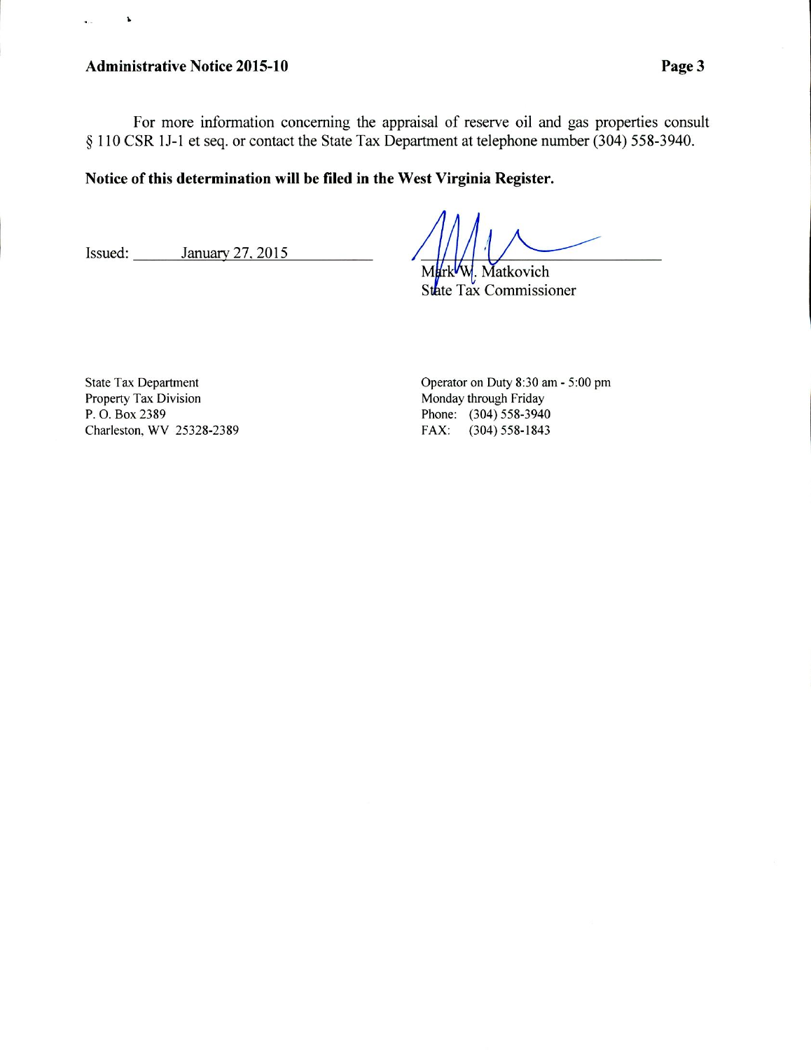For more information concerning the appraisal of reserve oil and gas properties consult § 110 CSR 1J-1 et seq. or contact the State Tax Department at telephone number (304) 558-3940.

**Notice of this determination will be filed in the West Virginia Register.**

Issued: January 27, 2015

Mark W. Matkovich
State Tax Commissioner

State Tax Department
Property Tax Division
P. O. Box 2389
Charleston, WV 25328-2389

Operator on Duty 8:30 am - 5:00 pm
Monday through Friday
Phone: (304) 558-3940
FAX: (304) 558-1843